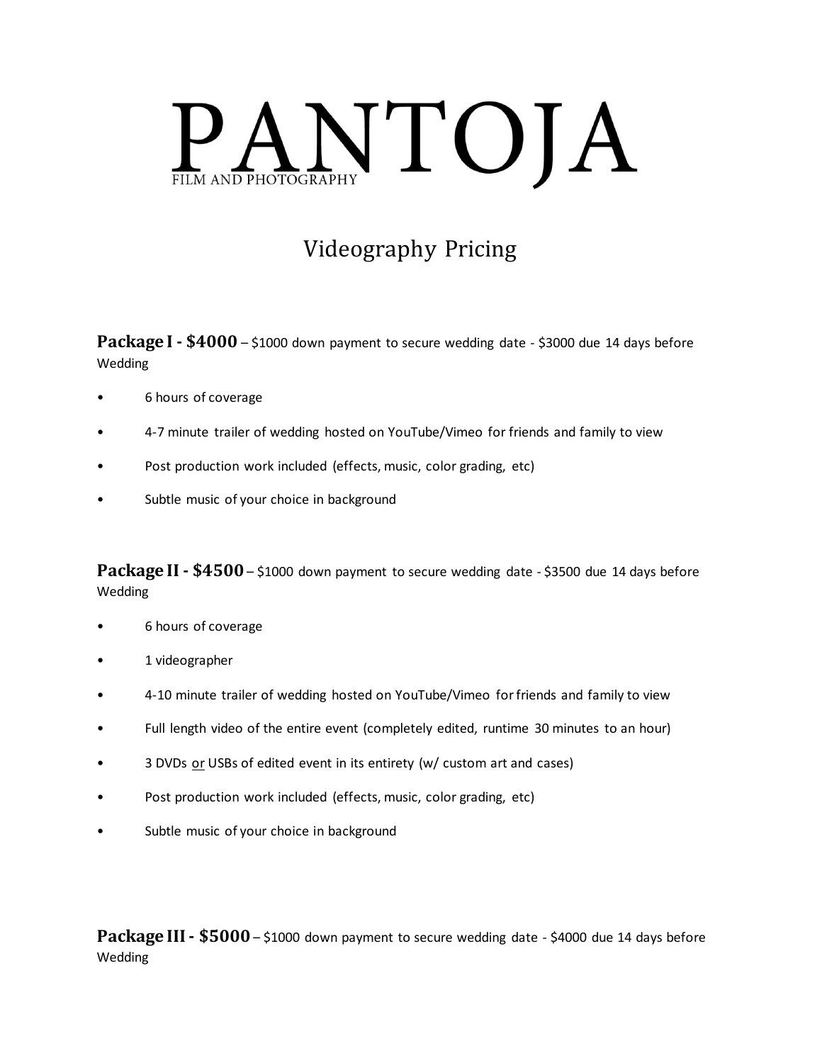# PANTOJA

FILM AND PHOTOGRAPHY

## Videography Pricing

**Package I - $4000** – $1000 down payment to secure wedding date - $3000 due 14 days before Wedding

- 6 hours of coverage
- 4-7 minute trailer of wedding hosted on YouTube/Vimeo for friends and family to view
- Post production work included (effects, music, color grading, etc)
- Subtle music of your choice in background

**Package II - $4500** – $1000 down payment to secure wedding date - $3500 due 14 days before Wedding

- 6 hours of coverage
- 1 videographer
- 4-10 minute trailer of wedding hosted on YouTube/Vimeo for friends and family to view
- Full length video of the entire event (completely edited, runtime 30 minutes to an hour)
- 3 DVDs or USBs of edited event in its entirety (w/ custom art and cases)
- Post production work included (effects, music, color grading, etc)
- Subtle music of your choice in background

**Package III - $5000** – $1000 down payment to secure wedding date - $4000 due 14 days before Wedding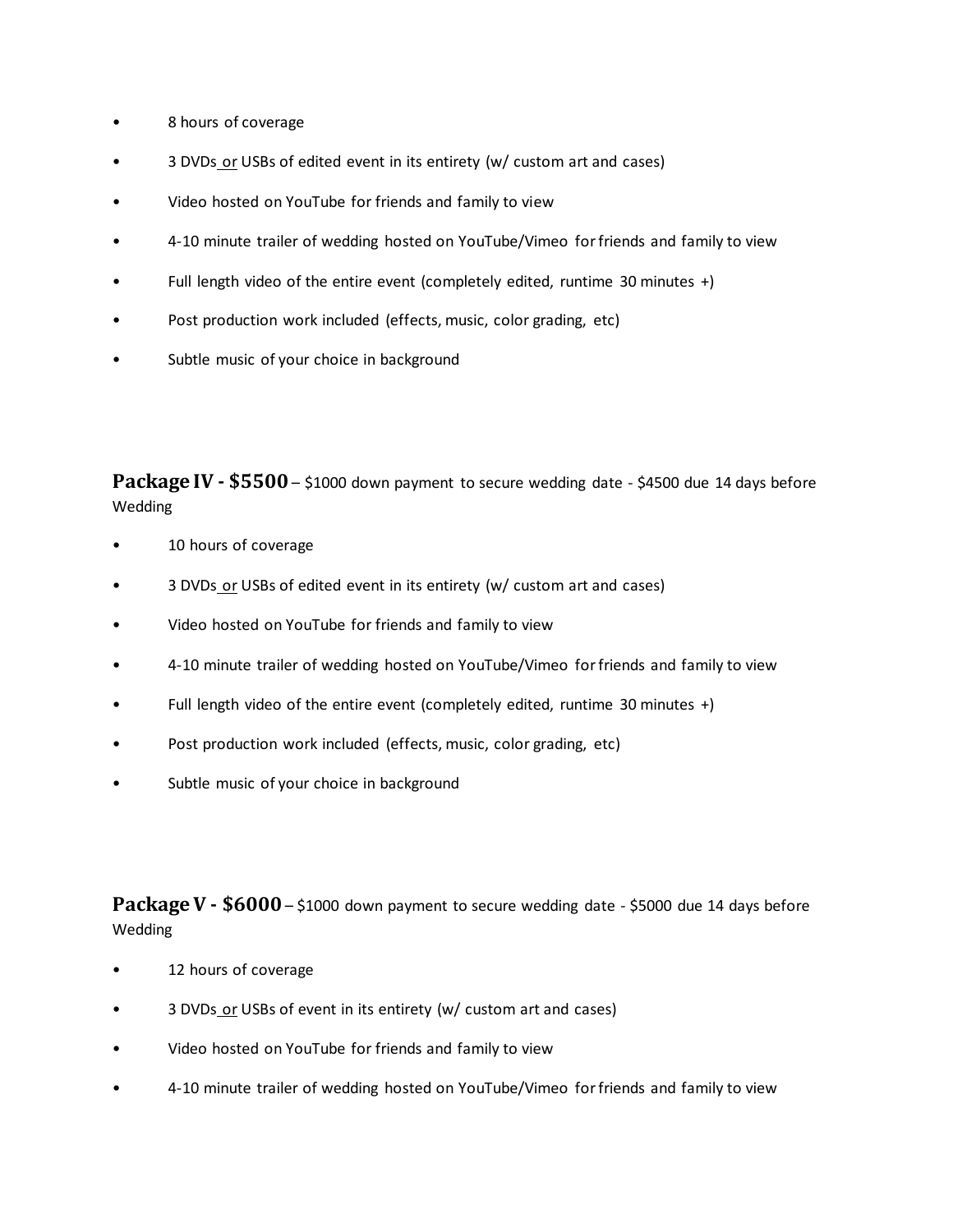- 8 hours of coverage
- 3 DVDs <u>or</u> USBs of edited event in its entirety (w/ custom art and cases)
- Video hosted on YouTube for friends and family to view
- 4-10 minute trailer of wedding hosted on YouTube/Vimeo for friends and family to view
- Full length video of the entire event (completely edited, runtime 30 minutes +)
- Post production work included (effects, music, color grading, etc)
- Subtle music of your choice in background

**Package IV - $5500** – $1000 down payment to secure wedding date - $4500 due 14 days before Wedding

- 10 hours of coverage
- 3 DVDs <u>or</u> USBs of edited event in its entirety (w/ custom art and cases)
- Video hosted on YouTube for friends and family to view
- 4-10 minute trailer of wedding hosted on YouTube/Vimeo for friends and family to view
- Full length video of the entire event (completely edited, runtime 30 minutes +)
- Post production work included (effects, music, color grading, etc)
- Subtle music of your choice in background

**Package V - $6000** – $1000 down payment to secure wedding date - $5000 due 14 days before Wedding

- 12 hours of coverage
- 3 DVDs <u>or</u> USBs of event in its entirety (w/ custom art and cases)
- Video hosted on YouTube for friends and family to view
- 4-10 minute trailer of wedding hosted on YouTube/Vimeo for friends and family to view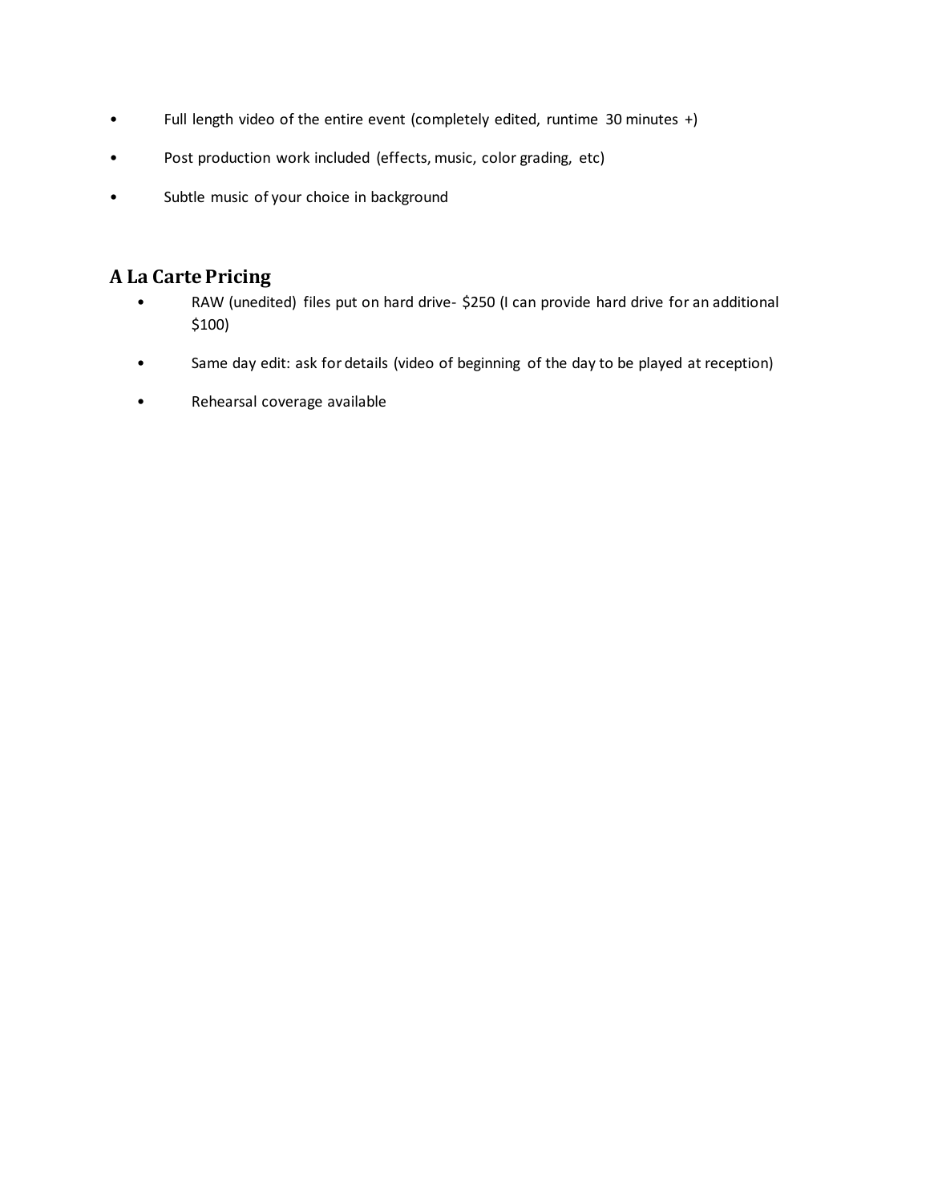- Full length video of the entire event (completely edited, runtime 30 minutes +)
- Post production work included (effects, music, color grading, etc)
- Subtle music of your choice in background

## A La Carte Pricing

- RAW (unedited) files put on hard drive- $250 (I can provide hard drive for an additional $100)
- Same day edit: ask for details (video of beginning of the day to be played at reception)
- Rehearsal coverage available